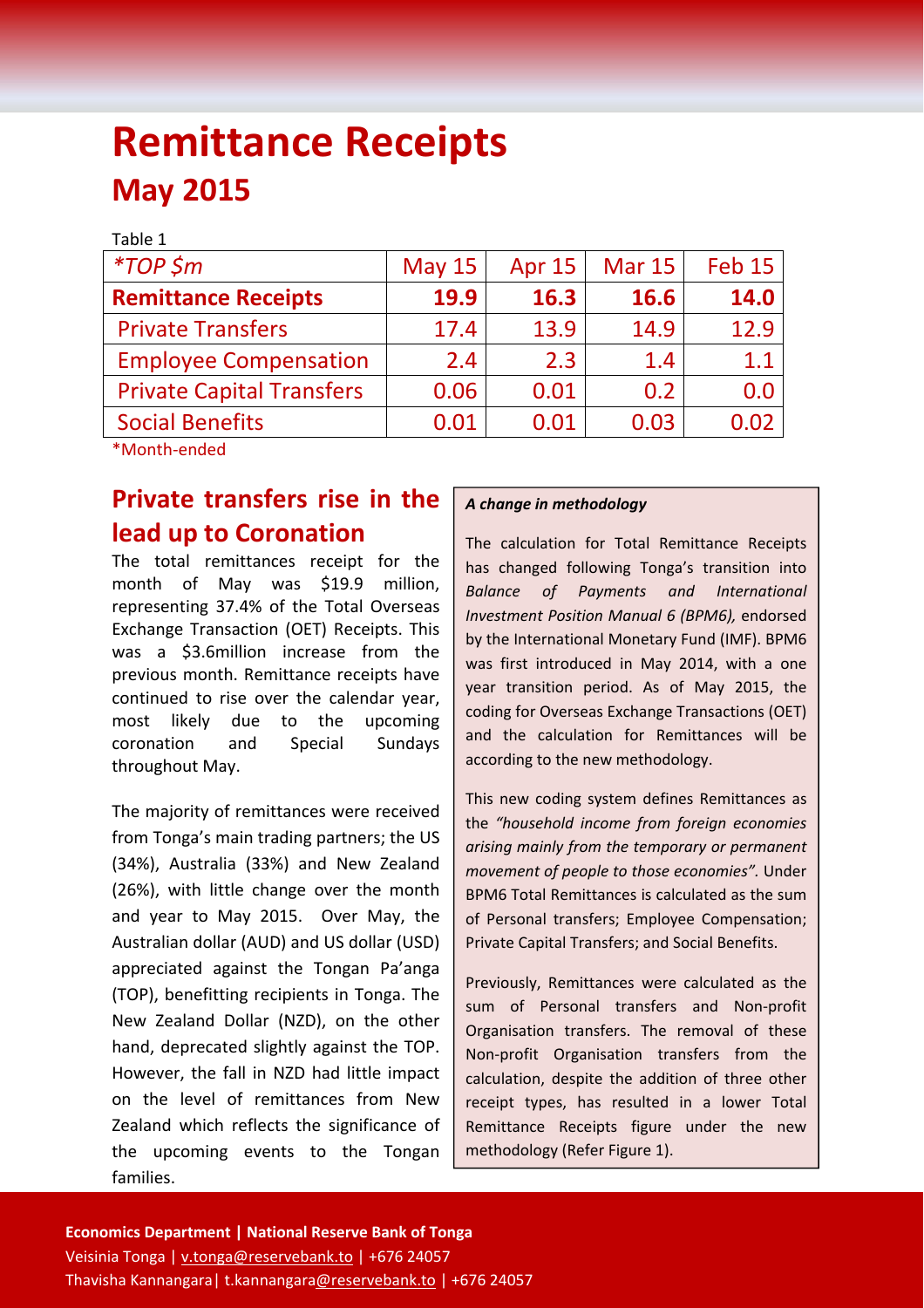# Remittance Receipts

## May 2015

Table 1

| *TOP $m | May 15 | Apr 15 | Mar 15 | Feb 15 |
|---|---|---|---|---|
| **Remittance Receipts** | **19.9** | **16.3** | **16.6** | **14.0** |
| Private Transfers | 17.4 | 13.9 | 14.9 | 12.9 |
| Employee Compensation | 2.4 | 2.3 | 1.4 | 1.1 |
| Private Capital Transfers | 0.06 | 0.01 | 0.2 | 0.0 |
| Social Benefits | 0.01 | 0.01 | 0.03 | 0.02 |

*Month-ended

## Private transfers rise in the lead up to Coronation

The total remittances receipt for the month of May was $19.9 million, representing 37.4% of the Total Overseas Exchange Transaction (OET) Receipts. This was a $3.6million increase from the previous month. Remittance receipts have continued to rise over the calendar year, most likely due to the upcoming coronation and Special Sundays throughout May.

The majority of remittances were received from Tonga's main trading partners; the US (34%), Australia (33%) and New Zealand (26%), with little change over the month and year to May 2015. Over May, the Australian dollar (AUD) and US dollar (USD) appreciated against the Tongan Pa'anga (TOP), benefitting recipients in Tonga. The New Zealand Dollar (NZD), on the other hand, deprecated slightly against the TOP. However, the fall in NZD had little impact on the level of remittances from New Zealand which reflects the significance of the upcoming events to the Tongan families.

***A change in methodology***

The calculation for Total Remittance Receipts has changed following Tonga's transition into *Balance of Payments and International Investment Position Manual 6 (BPM6),* endorsed by the International Monetary Fund (IMF). BPM6 was first introduced in May 2014, with a one year transition period. As of May 2015, the coding for Overseas Exchange Transactions (OET) and the calculation for Remittances will be according to the new methodology.

This new coding system defines Remittances as the *"household income from foreign economies arising mainly from the temporary or permanent movement of people to those economies".* Under BPM6 Total Remittances is calculated as the sum of Personal transfers; Employee Compensation; Private Capital Transfers; and Social Benefits.

Previously, Remittances were calculated as the sum of Personal transfers and Non-profit Organisation transfers. The removal of these Non-profit Organisation transfers from the calculation, despite the addition of three other receipt types, has resulted in a lower Total Remittance Receipts figure under the new methodology (Refer Figure 1).

**Economics Department | National Reserve Bank of Tonga**
Veisinia Tonga | v.tonga@reservebank.to | +676 24057
Thavisha Kannangara| t.kannangara@reservebank.to | +676 24057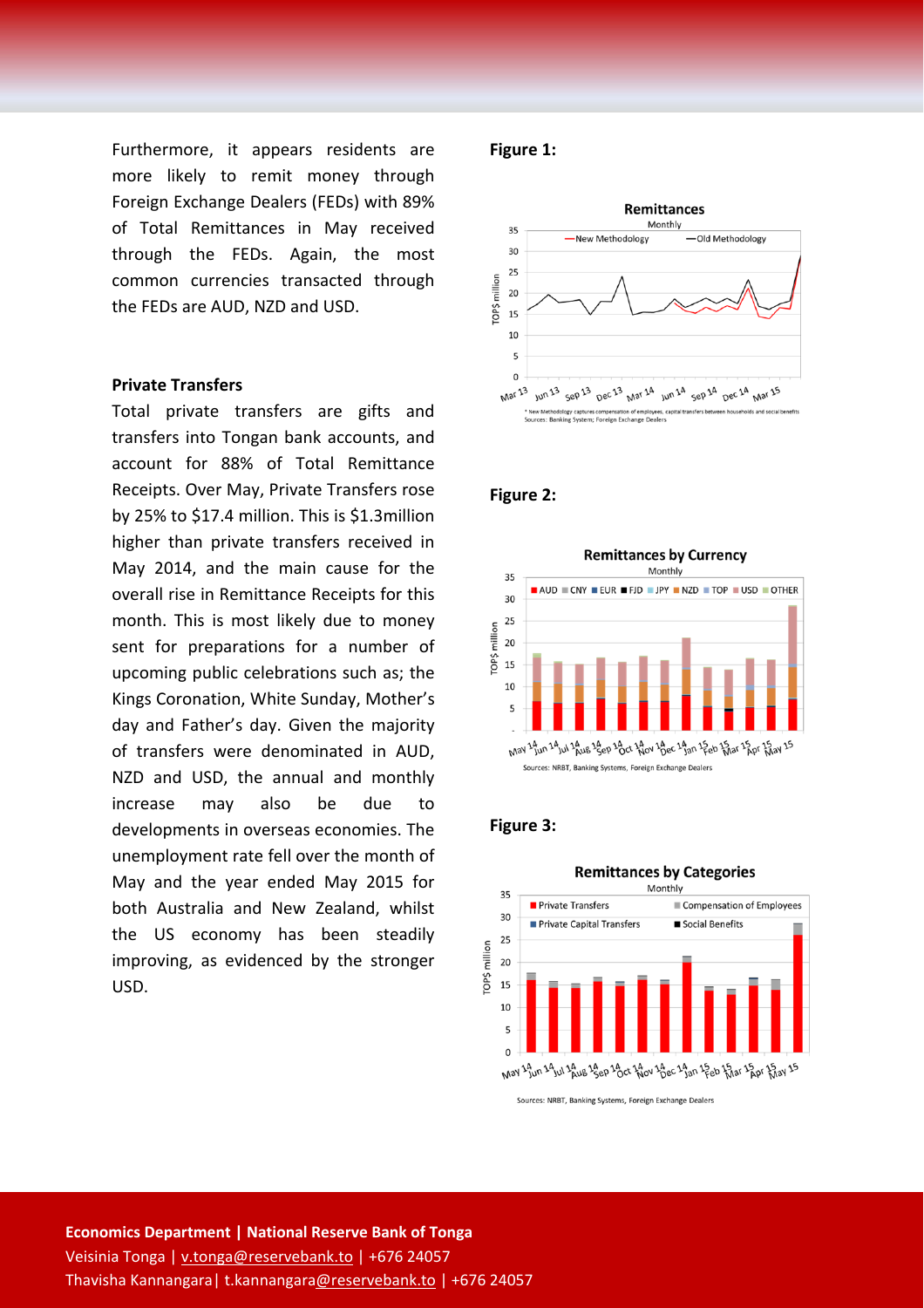Furthermore, it appears residents are more likely to remit money through Foreign Exchange Dealers (FEDs) with 89% of Total Remittances in May received through the FEDs. Again, the most common currencies transacted through the FEDs are AUD, NZD and USD.

**Private Transfers**

Total private transfers are gifts and transfers into Tongan bank accounts, and account for 88% of Total Remittance Receipts. Over May, Private Transfers rose by 25% to $17.4 million. This is $1.3million higher than private transfers received in May 2014, and the main cause for the overall rise in Remittance Receipts for this month. This is most likely due to money sent for preparations for a number of upcoming public celebrations such as; the Kings Coronation, White Sunday, Mother's day and Father's day. Given the majority of transfers were denominated in AUD, NZD and USD, the annual and monthly increase may also be due to developments in overseas economies. The unemployment rate fell over the month of May and the year ended May 2015 for both Australia and New Zealand, whilst the US economy has been steadily improving, as evidenced by the stronger USD.

**Figure 1:**

**Figure 2:**

**Figure 3:**

**Economics Department | National Reserve Bank of Tonga**
Veisinia Tonga | v.tonga@reservebank.to | +676 24057
Thavisha Kannangara | t.kannangara@reservebank.to | +676 24057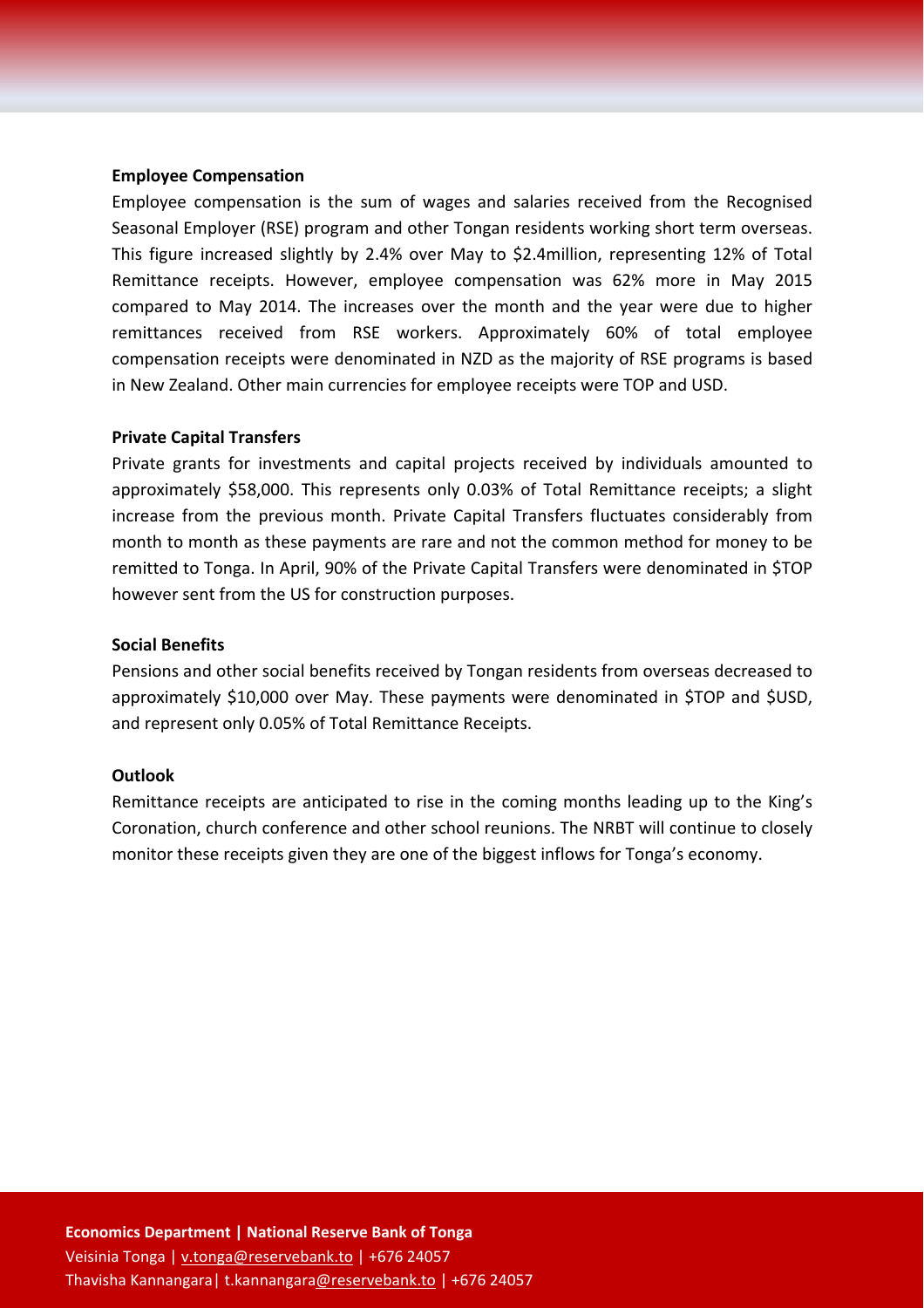**Employee Compensation**

Employee compensation is the sum of wages and salaries received from the Recognised Seasonal Employer (RSE) program and other Tongan residents working short term overseas. This figure increased slightly by 2.4% over May to $2.4million, representing 12% of Total Remittance receipts. However, employee compensation was 62% more in May 2015 compared to May 2014. The increases over the month and the year were due to higher remittances received from RSE workers. Approximately 60% of total employee compensation receipts were denominated in NZD as the majority of RSE programs is based in New Zealand. Other main currencies for employee receipts were TOP and USD.

**Private Capital Transfers**

Private grants for investments and capital projects received by individuals amounted to approximately $58,000. This represents only 0.03% of Total Remittance receipts; a slight increase from the previous month. Private Capital Transfers fluctuates considerably from month to month as these payments are rare and not the common method for money to be remitted to Tonga. In April, 90% of the Private Capital Transfers were denominated in $TOP however sent from the US for construction purposes.

**Social Benefits**

Pensions and other social benefits received by Tongan residents from overseas decreased to approximately $10,000 over May. These payments were denominated in $TOP and $USD, and represent only 0.05% of Total Remittance Receipts.

**Outlook**

Remittance receipts are anticipated to rise in the coming months leading up to the King's Coronation, church conference and other school reunions. The NRBT will continue to closely monitor these receipts given they are one of the biggest inflows for Tonga's economy.

**Economics Department | National Reserve Bank of Tonga**
Veisinia Tonga | v.tonga@reservebank.to | +676 24057
Thavisha Kannangara| t.kannangara@reservebank.to | +676 24057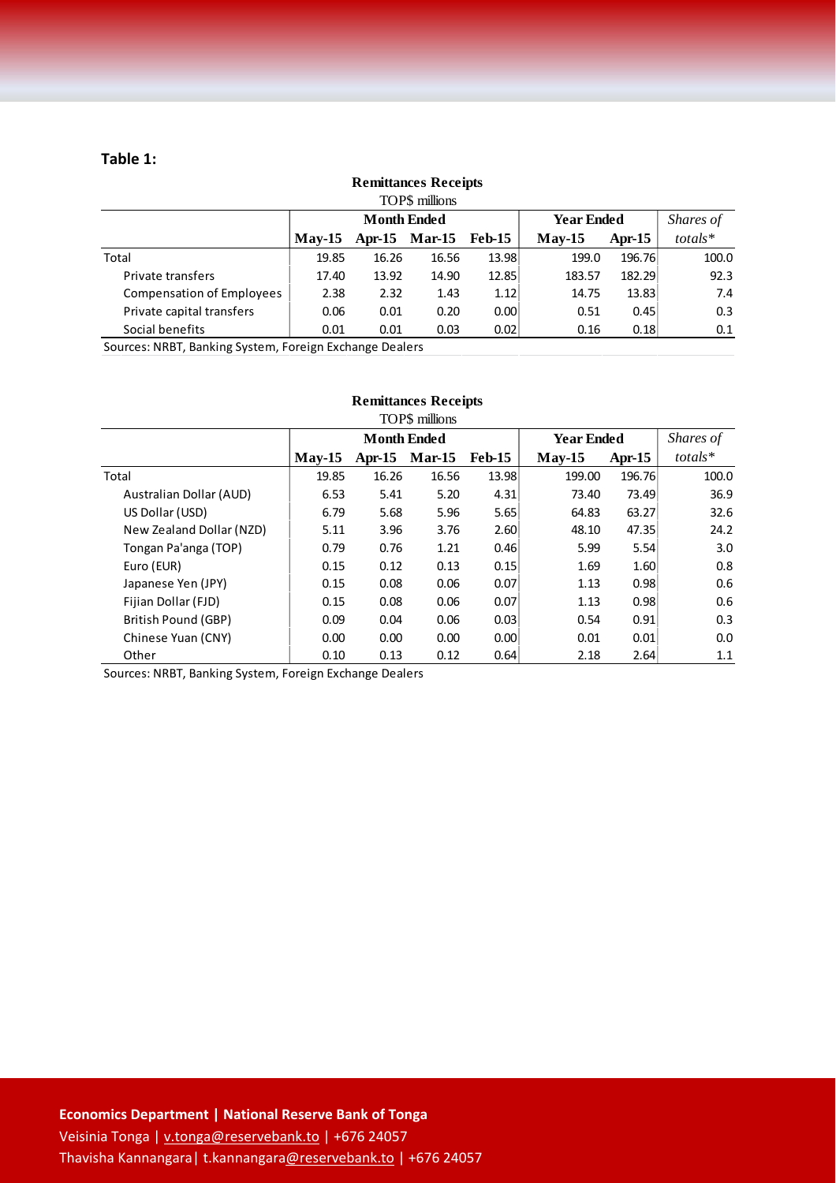**Table 1:**

**Remittances Receipts**

TOP$ millions

| | Month Ended | | | | Year Ended | | *Shares of* |
|---|---|---|---|---|---|---|---|
| | **May-15** | **Apr-15** | **Mar-15** | **Feb-15** | **May-15** | **Apr-15** | *totals** |
| Total | 19.85 | 16.26 | 16.56 | 13.98 | 199.0 | 196.76 | 100.0 |
| Private transfers | 17.40 | 13.92 | 14.90 | 12.85 | 183.57 | 182.29 | 92.3 |
| Compensation of Employees | 2.38 | 2.32 | 1.43 | 1.12 | 14.75 | 13.83 | 7.4 |
| Private capital transfers | 0.06 | 0.01 | 0.20 | 0.00 | 0.51 | 0.45 | 0.3 |
| Social benefits | 0.01 | 0.01 | 0.03 | 0.02 | 0.16 | 0.18 | 0.1 |

Sources: NRBT, Banking System, Foreign Exchange Dealers

**Remittances Receipts**

TOP$ millions

| | Month Ended | | | | Year Ended | | *Shares of* |
|---|---|---|---|---|---|---|---|
| | **May-15** | **Apr-15** | **Mar-15** | **Feb-15** | **May-15** | **Apr-15** | *totals** |
| Total | 19.85 | 16.26 | 16.56 | 13.98 | 199.00 | 196.76 | 100.0 |
| Australian Dollar (AUD) | 6.53 | 5.41 | 5.20 | 4.31 | 73.40 | 73.49 | 36.9 |
| US Dollar (USD) | 6.79 | 5.68 | 5.96 | 5.65 | 64.83 | 63.27 | 32.6 |
| New Zealand Dollar (NZD) | 5.11 | 3.96 | 3.76 | 2.60 | 48.10 | 47.35 | 24.2 |
| Tongan Pa'anga (TOP) | 0.79 | 0.76 | 1.21 | 0.46 | 5.99 | 5.54 | 3.0 |
| Euro (EUR) | 0.15 | 0.12 | 0.13 | 0.15 | 1.69 | 1.60 | 0.8 |
| Japanese Yen (JPY) | 0.15 | 0.08 | 0.06 | 0.07 | 1.13 | 0.98 | 0.6 |
| Fijian Dollar (FJD) | 0.15 | 0.08 | 0.06 | 0.07 | 1.13 | 0.98 | 0.6 |
| British Pound (GBP) | 0.09 | 0.04 | 0.06 | 0.03 | 0.54 | 0.91 | 0.3 |
| Chinese Yuan (CNY) | 0.00 | 0.00 | 0.00 | 0.00 | 0.01 | 0.01 | 0.0 |
| Other | 0.10 | 0.13 | 0.12 | 0.64 | 2.18 | 2.64 | 1.1 |

Sources: NRBT, Banking System, Foreign Exchange Dealers

**Economics Department | National Reserve Bank of Tonga**

Veisinia Tonga | v.tonga@reservebank.to | +676 24057

Thavisha Kannangara| t.kannangara@reservebank.to | +676 24057